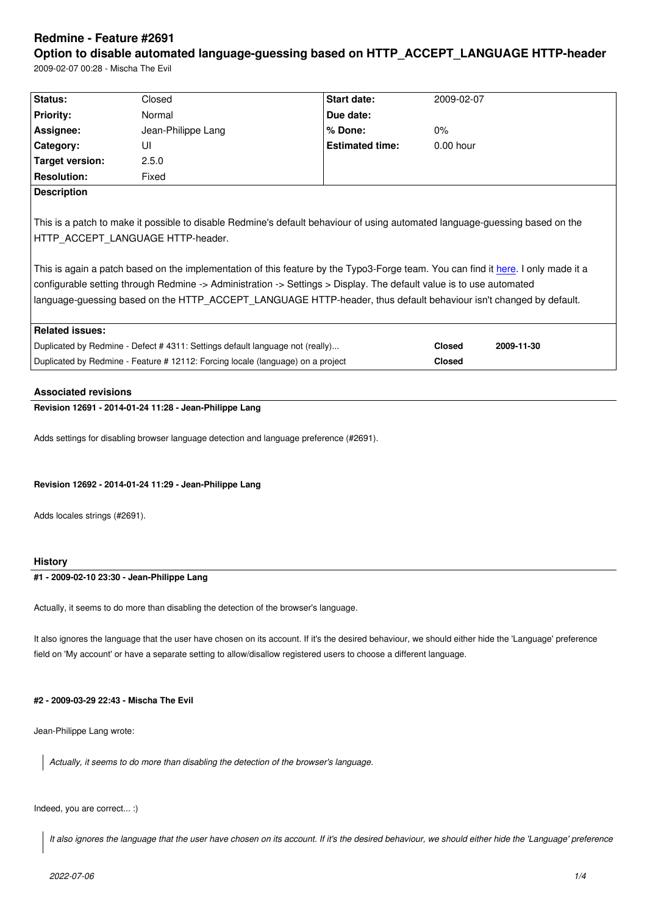# Redmine - Feature #2691

## Option to disable automated language-guessing based on HTTP_ACCEPT_LANGUAGE HTTP-header

2009-02-07 00:28 - Mischa The Evil

| Status: | Closed | Start date: | 2009-02-07 |
|---|---|---|---|
| Priority: | Normal | Due date: | |
| Assignee: | Jean-Philippe Lang | % Done: | 0% |
| Category: | UI | Estimated time: | 0.00 hour |
| Target version: | 2.5.0 | | |
| Resolution: | Fixed | | |

**Description**

This is a patch to make it possible to disable Redmine's default behaviour of using automated language-guessing based on the HTTP_ACCEPT_LANGUAGE HTTP-header.

This is again a patch based on the implementation of this feature by the Typo3-Forge team. You can find it here. I only made it a configurable setting through Redmine -> Administration -> Settings > Display. The default value is to use automated language-guessing based on the HTTP_ACCEPT_LANGUAGE HTTP-header, thus default behaviour isn't changed by default.

**Related issues:**

| | | |
|---|---|---|
| Duplicated by Redmine - Defect # 4311: Settings default language not (really)... | Closed | 2009-11-30 |
| Duplicated by Redmine - Feature # 12112: Forcing locale (language) on a project | Closed | |

### Associated revisions

**Revision 12691 - 2014-01-24 11:28 - Jean-Philippe Lang**

Adds settings for disabling browser language detection and language preference (#2691).

**Revision 12692 - 2014-01-24 11:29 - Jean-Philippe Lang**

Adds locales strings (#2691).

### History

**#1 - 2009-02-10 23:30 - Jean-Philippe Lang**

Actually, it seems to do more than disabling the detection of the browser's language.

It also ignores the language that the user have chosen on its account. If it's the desired behaviour, we should either hide the 'Language' preference field on 'My account' or have a separate setting to allow/disallow registered users to choose a different language.

**#2 - 2009-03-29 22:43 - Mischa The Evil**

Jean-Philippe Lang wrote:

> *Actually, it seems to do more than disabling the detection of the browser's language.*

Indeed, you are correct... :)

> *It also ignores the language that the user have chosen on its account. If it's the desired behaviour, we should either hide the 'Language' preference*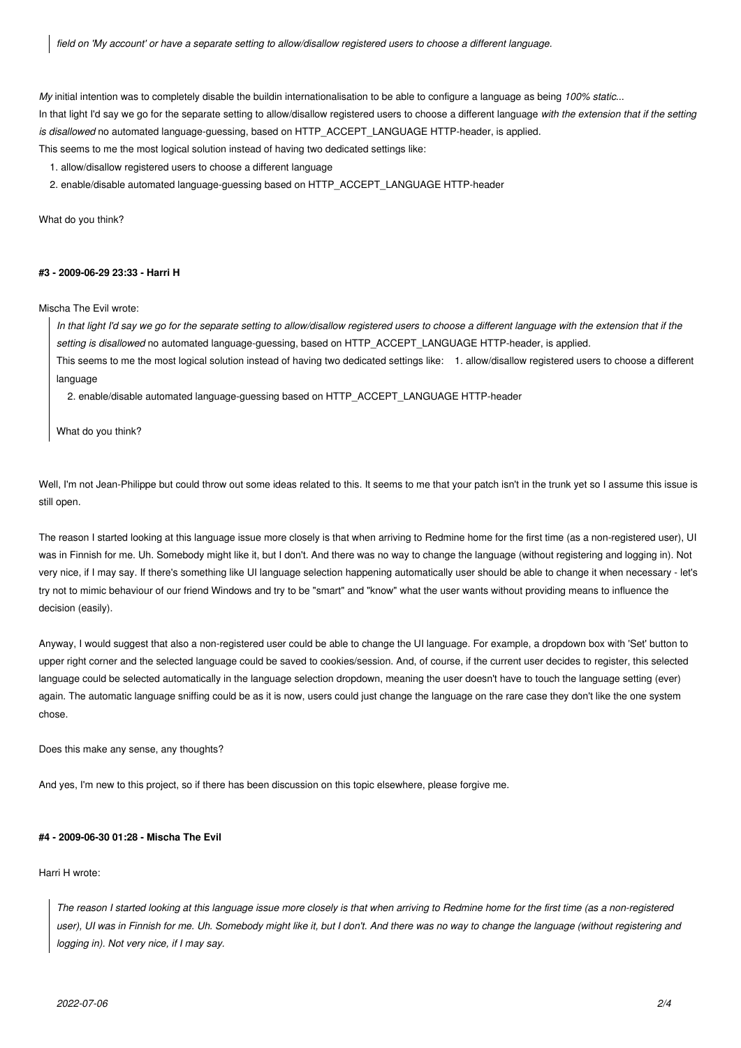> *field on 'My account' or have a separate setting to allow/disallow registered users to choose a different language.*

*My* initial intention was to completely disable the buildin internationalisation to be able to configure a language as being *100% static*...
In that light I'd say we go for the separate setting to allow/disallow registered users to choose a different language *with the extension that if the setting is disallowed* no automated language-guessing, based on HTTP_ACCEPT_LANGUAGE HTTP-header, is applied.
This seems to me the most logical solution instead of having two dedicated settings like:

1. allow/disallow registered users to choose a different language
2. enable/disable automated language-guessing based on HTTP_ACCEPT_LANGUAGE HTTP-header

What do you think?

#### #3 - 2009-06-29 23:33 - Harri H

Mischa The Evil wrote:

> *In that light I'd say we go for the separate setting to allow/disallow registered users to choose a different language with the extension that if the setting is disallowed* no automated language-guessing, based on HTTP_ACCEPT_LANGUAGE HTTP-header, is applied.
> This seems to me the most logical solution instead of having two dedicated settings like: 1. allow/disallow registered users to choose a different language
>
> 2. enable/disable automated language-guessing based on HTTP_ACCEPT_LANGUAGE HTTP-header
>
> What do you think?

Well, I'm not Jean-Philippe but could throw out some ideas related to this. It seems to me that your patch isn't in the trunk yet so I assume this issue is still open.

The reason I started looking at this language issue more closely is that when arriving to Redmine home for the first time (as a non-registered user), UI was in Finnish for me. Uh. Somebody might like it, but I don't. And there was no way to change the language (without registering and logging in). Not very nice, if I may say. If there's something like UI language selection happening automatically user should be able to change it when necessary - let's try not to mimic behaviour of our friend Windows and try to be "smart" and "know" what the user wants without providing means to influence the decision (easily).

Anyway, I would suggest that also a non-registered user could be able to change the UI language. For example, a dropdown box with 'Set' button to upper right corner and the selected language could be saved to cookies/session. And, of course, if the current user decides to register, this selected language could be selected automatically in the language selection dropdown, meaning the user doesn't have to touch the language setting (ever) again. The automatic language sniffing could be as it is now, users could just change the language on the rare case they don't like the one system chose.

Does this make any sense, any thoughts?

And yes, I'm new to this project, so if there has been discussion on this topic elsewhere, please forgive me.

#### #4 - 2009-06-30 01:28 - Mischa The Evil

Harri H wrote:

> *The reason I started looking at this language issue more closely is that when arriving to Redmine home for the first time (as a non-registered user), UI was in Finnish for me. Uh. Somebody might like it, but I don't. And there was no way to change the language (without registering and logging in). Not very nice, if I may say.*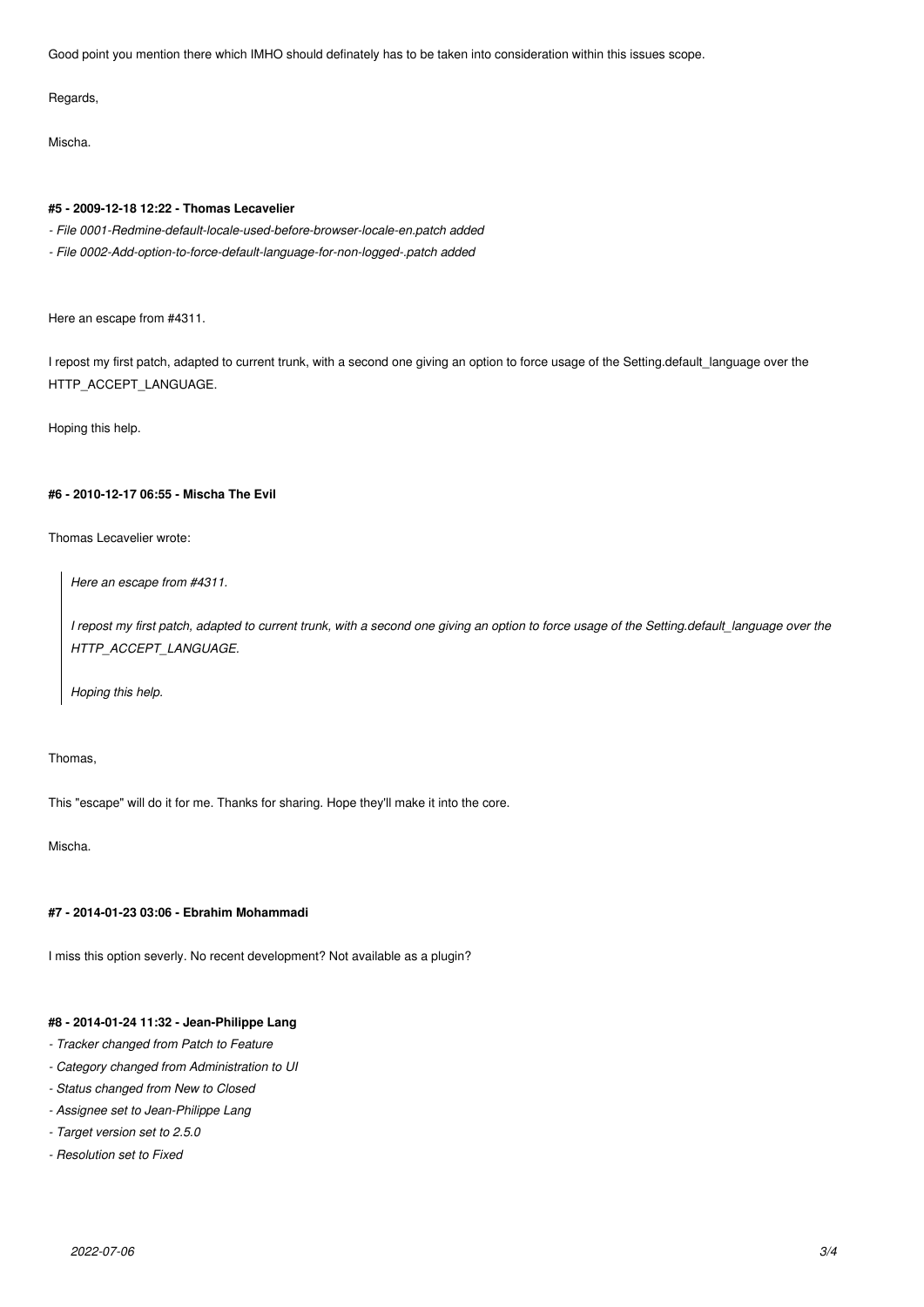Good point you mention there which IMHO should definately has to be taken into consideration within this issues scope.

Regards,

Mischa.

#### #5 - 2009-12-18 12:22 - Thomas Lecavelier

- *File 0001-Redmine-default-locale-used-before-browser-locale-en.patch added*
- *File 0002-Add-option-to-force-default-language-for-non-logged-.patch added*

Here an escape from #4311.

I repost my first patch, adapted to current trunk, with a second one giving an option to force usage of the Setting.default_language over the HTTP_ACCEPT_LANGUAGE.

Hoping this help.

#### #6 - 2010-12-17 06:55 - Mischa The Evil

Thomas Lecavelier wrote:

> *Here an escape from #4311.*
>
> *I repost my first patch, adapted to current trunk, with a second one giving an option to force usage of the Setting.default_language over the HTTP_ACCEPT_LANGUAGE.*
>
> *Hoping this help.*

Thomas,

This "escape" will do it for me. Thanks for sharing. Hope they'll make it into the core.

Mischa.

#### #7 - 2014-01-23 03:06 - Ebrahim Mohammadi

I miss this option severly. No recent development? Not available as a plugin?

#### #8 - 2014-01-24 11:32 - Jean-Philippe Lang

- *Tracker changed from Patch to Feature*
- *Category changed from Administration to UI*
- *Status changed from New to Closed*
- *Assignee set to Jean-Philippe Lang*
- *Target version set to 2.5.0*
- *Resolution set to Fixed*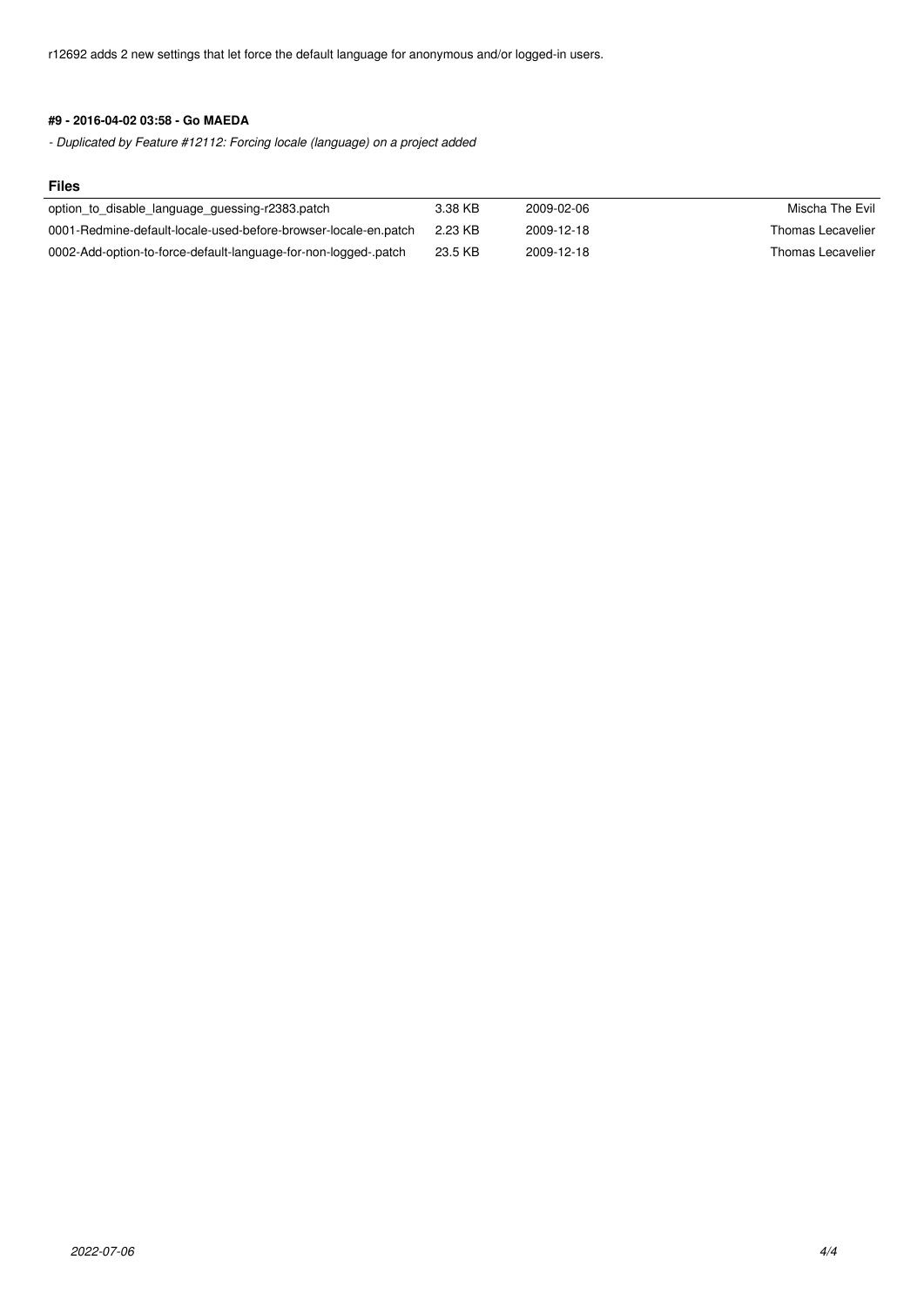r12692 adds 2 new settings that let force the default language for anonymous and/or logged-in users.

#### #9 - 2016-04-02 03:58 - Go MAEDA

*- Duplicated by Feature #12112: Forcing locale (language) on a project added*

### Files

| | | | |
|---|---|---|---|
| option_to_disable_language_guessing-r2383.patch | 3.38 KB | 2009-02-06 | Mischa The Evil |
| 0001-Redmine-default-locale-used-before-browser-locale-en.patch | 2.23 KB | 2009-12-18 | Thomas Lecavelier |
| 0002-Add-option-to-force-default-language-for-non-logged-.patch | 23.5 KB | 2009-12-18 | Thomas Lecavelier |